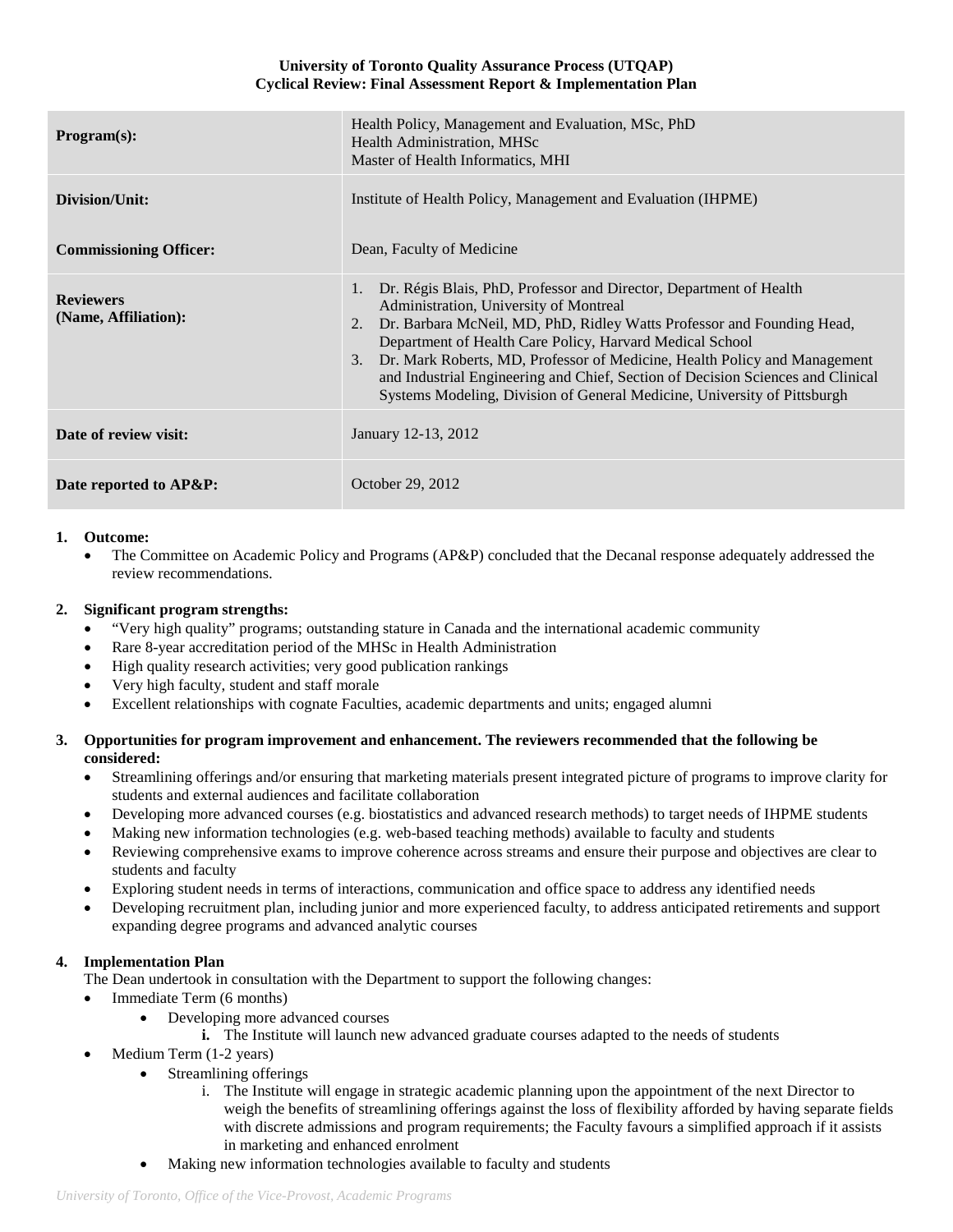**University of Toronto Quality Assurance Process (UTQAP)**
**Cyclical Review: Final Assessment Report & Implementation Plan**

| | |
|---|---|
| **Program(s):** | Health Policy, Management and Evaluation, MSc, PhD<br>Health Administration, MHSc<br>Master of Health Informatics, MHI |
| **Division/Unit:** | Institute of Health Policy, Management and Evaluation (IHPME) |
| **Commissioning Officer:** | Dean, Faculty of Medicine |
| **Reviewers (Name, Affiliation):** | 1. Dr. Régis Blais, PhD, Professor and Director, Department of Health Administration, University of Montreal<br>2. Dr. Barbara McNeil, MD, PhD, Ridley Watts Professor and Founding Head, Department of Health Care Policy, Harvard Medical School<br>3. Dr. Mark Roberts, MD, Professor of Medicine, Health Policy and Management and Industrial Engineering and Chief, Section of Decision Sciences and Clinical Systems Modeling, Division of General Medicine, University of Pittsburgh |
| **Date of review visit:** | January 12-13, 2012 |
| **Date reported to AP&P:** | October 29, 2012 |

1. **Outcome:**
   - The Committee on Academic Policy and Programs (AP&P) concluded that the Decanal response adequately addressed the review recommendations.

2. **Significant program strengths:**
   - "Very high quality" programs; outstanding stature in Canada and the international academic community
   - Rare 8-year accreditation period of the MHSc in Health Administration
   - High quality research activities; very good publication rankings
   - Very high faculty, student and staff morale
   - Excellent relationships with cognate Faculties, academic departments and units; engaged alumni

3. **Opportunities for program improvement and enhancement. The reviewers recommended that the following be considered:**
   - Streamlining offerings and/or ensuring that marketing materials present integrated picture of programs to improve clarity for students and external audiences and facilitate collaboration
   - Developing more advanced courses (e.g. biostatistics and advanced research methods) to target needs of IHPME students
   - Making new information technologies (e.g. web-based teaching methods) available to faculty and students
   - Reviewing comprehensive exams to improve coherence across streams and ensure their purpose and objectives are clear to students and faculty
   - Exploring student needs in terms of interactions, communication and office space to address any identified needs
   - Developing recruitment plan, including junior and more experienced faculty, to address anticipated retirements and support expanding degree programs and advanced analytic courses

4. **Implementation Plan**

   The Dean undertook in consultation with the Department to support the following changes:

   - Immediate Term (6 months)
     - Developing more advanced courses
       - **i.** The Institute will launch new advanced graduate courses adapted to the needs of students
   - Medium Term (1-2 years)
     - Streamlining offerings
       - i. The Institute will engage in strategic academic planning upon the appointment of the next Director to weigh the benefits of streamlining offerings against the loss of flexibility afforded by having separate fields with discrete admissions and program requirements; the Faculty favours a simplified approach if it assists in marketing and enhanced enrolment
     - Making new information technologies available to faculty and students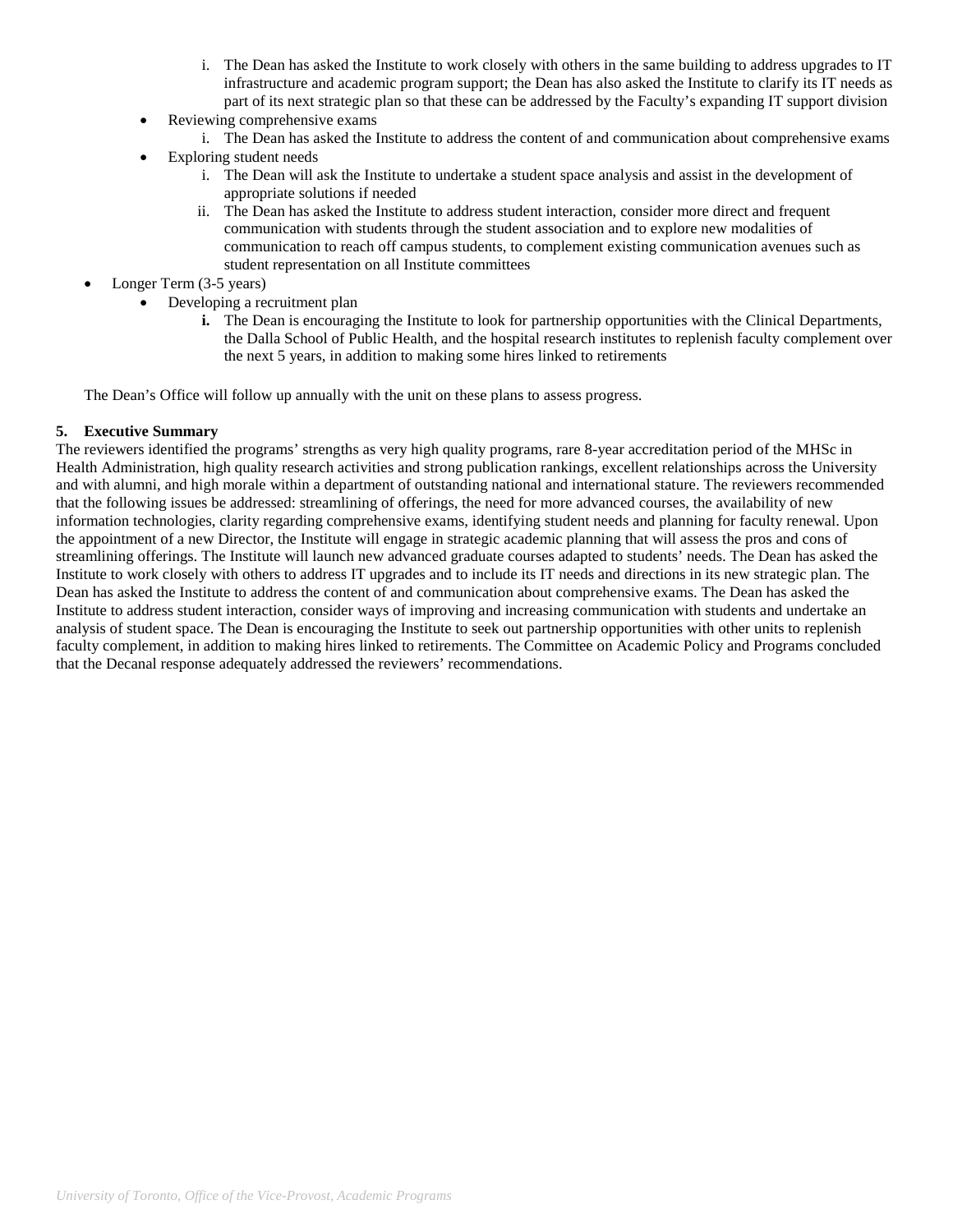i. The Dean has asked the Institute to work closely with others in the same building to address upgrades to IT infrastructure and academic program support; the Dean has also asked the Institute to clarify its IT needs as part of its next strategic plan so that these can be addressed by the Faculty's expanding IT support division

- Reviewing comprehensive exams
    i. The Dean has asked the Institute to address the content of and communication about comprehensive exams
- Exploring student needs
    i. The Dean will ask the Institute to undertake a student space analysis and assist in the development of appropriate solutions if needed
    ii. The Dean has asked the Institute to address student interaction, consider more direct and frequent communication with students through the student association and to explore new modalities of communication to reach off campus students, to complement existing communication avenues such as student representation on all Institute committees

- Longer Term (3-5 years)
    - Developing a recruitment plan
        **i.** The Dean is encouraging the Institute to look for partnership opportunities with the Clinical Departments, the Dalla School of Public Health, and the hospital research institutes to replenish faculty complement over the next 5 years, in addition to making some hires linked to retirements

The Dean's Office will follow up annually with the unit on these plans to assess progress.

**5. Executive Summary**

The reviewers identified the programs' strengths as very high quality programs, rare 8-year accreditation period of the MHSc in Health Administration, high quality research activities and strong publication rankings, excellent relationships across the University and with alumni, and high morale within a department of outstanding national and international stature. The reviewers recommended that the following issues be addressed: streamlining of offerings, the need for more advanced courses, the availability of new information technologies, clarity regarding comprehensive exams, identifying student needs and planning for faculty renewal. Upon the appointment of a new Director, the Institute will engage in strategic academic planning that will assess the pros and cons of streamlining offerings. The Institute will launch new advanced graduate courses adapted to students' needs. The Dean has asked the Institute to work closely with others to address IT upgrades and to include its IT needs and directions in its new strategic plan. The Dean has asked the Institute to address the content of and communication about comprehensive exams. The Dean has asked the Institute to address student interaction, consider ways of improving and increasing communication with students and undertake an analysis of student space. The Dean is encouraging the Institute to seek out partnership opportunities with other units to replenish faculty complement, in addition to making hires linked to retirements. The Committee on Academic Policy and Programs concluded that the Decanal response adequately addressed the reviewers' recommendations.